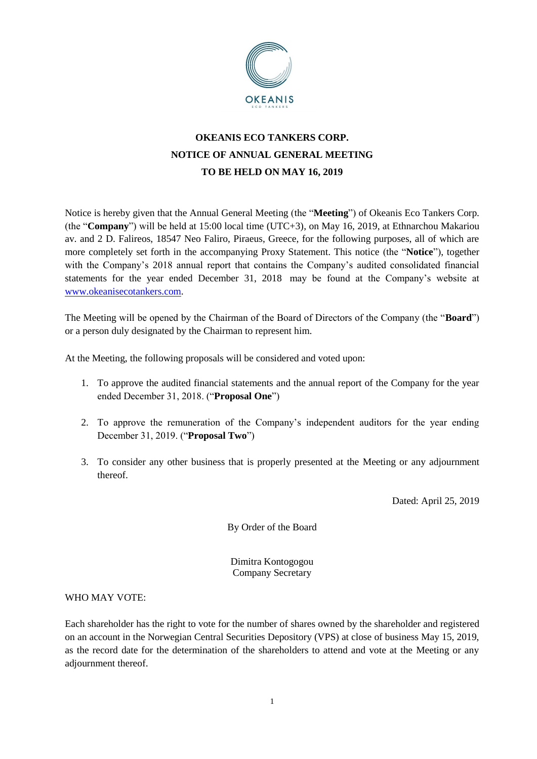# OKEANIS ECO TANKERS CORP.
# NOTICE OF ANNUAL GENERAL MEETING
# TO BE HELD ON MAY 16, 2019

Notice is hereby given that the Annual General Meeting (the "**Meeting**") of Okeanis Eco Tankers Corp. (the "**Company**") will be held at 15:00 local time (UTC+3), on May 16, 2019, at Ethnarchou Makariou av. and 2 D. Falireos, 18547 Neo Faliro, Piraeus, Greece, for the following purposes, all of which are more completely set forth in the accompanying Proxy Statement. This notice (the "**Notice**"), together with the Company's 2018 annual report that contains the Company's audited consolidated financial statements for the year ended December 31, 2018 may be found at the Company's website at www.okeanisecotankers.com.

The Meeting will be opened by the Chairman of the Board of Directors of the Company (the "**Board**") or a person duly designated by the Chairman to represent him.

At the Meeting, the following proposals will be considered and voted upon:

1. To approve the audited financial statements and the annual report of the Company for the year ended December 31, 2018. ("**Proposal One**")
2. To approve the remuneration of the Company's independent auditors for the year ending December 31, 2019. ("**Proposal Two**")
3. To consider any other business that is properly presented at the Meeting or any adjournment thereof.

Dated: April 25, 2019

By Order of the Board

Dimitra Kontogogou
Company Secretary

WHO MAY VOTE:

Each shareholder has the right to vote for the number of shares owned by the shareholder and registered on an account in the Norwegian Central Securities Depository (VPS) at close of business May 15, 2019, as the record date for the determination of the shareholders to attend and vote at the Meeting or any adjournment thereof.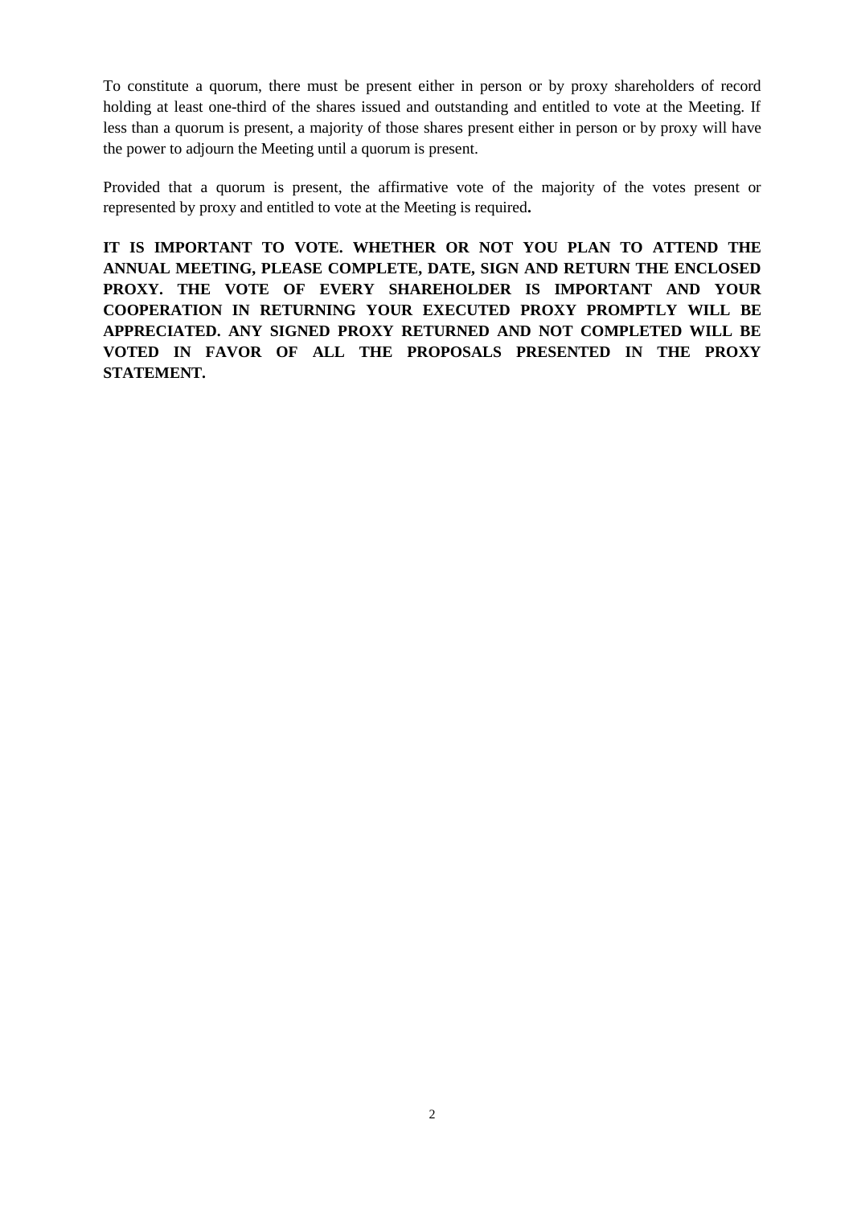To constitute a quorum, there must be present either in person or by proxy shareholders of record holding at least one-third of the shares issued and outstanding and entitled to vote at the Meeting. If less than a quorum is present, a majority of those shares present either in person or by proxy will have the power to adjourn the Meeting until a quorum is present.

Provided that a quorum is present, the affirmative vote of the majority of the votes present or represented by proxy and entitled to vote at the Meeting is required**.**

**IT IS IMPORTANT TO VOTE. WHETHER OR NOT YOU PLAN TO ATTEND THE ANNUAL MEETING, PLEASE COMPLETE, DATE, SIGN AND RETURN THE ENCLOSED PROXY. THE VOTE OF EVERY SHAREHOLDER IS IMPORTANT AND YOUR COOPERATION IN RETURNING YOUR EXECUTED PROXY PROMPTLY WILL BE APPRECIATED. ANY SIGNED PROXY RETURNED AND NOT COMPLETED WILL BE VOTED IN FAVOR OF ALL THE PROPOSALS PRESENTED IN THE PROXY STATEMENT.**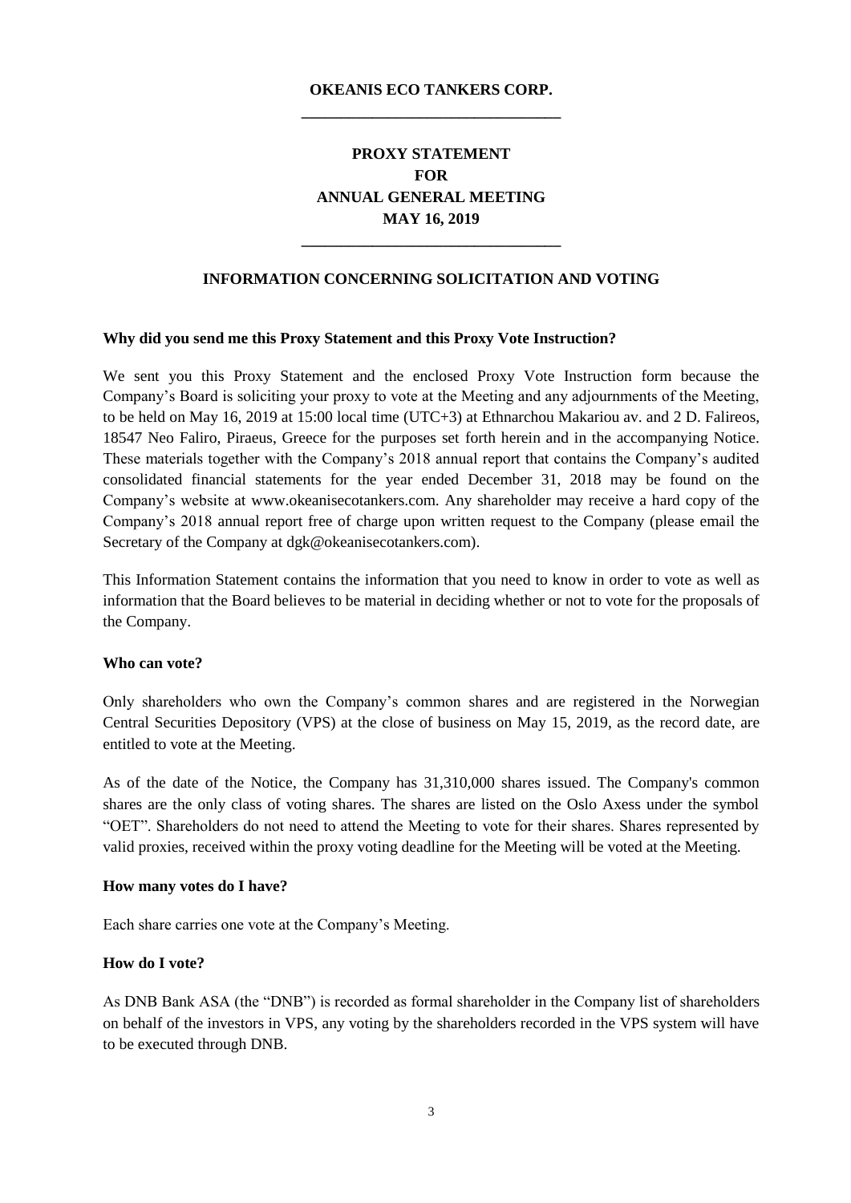**OKEANIS ECO TANKERS CORP.**

---

# PROXY STATEMENT
# FOR
# ANNUAL GENERAL MEETING
# MAY 16, 2019

---

## INFORMATION CONCERNING SOLICITATION AND VOTING

### Why did you send me this Proxy Statement and this Proxy Vote Instruction?

We sent you this Proxy Statement and the enclosed Proxy Vote Instruction form because the Company's Board is soliciting your proxy to vote at the Meeting and any adjournments of the Meeting, to be held on May 16, 2019 at 15:00 local time (UTC+3) at Ethnarchou Makariou av. and 2 D. Falireos, 18547 Neo Faliro, Piraeus, Greece for the purposes set forth herein and in the accompanying Notice. These materials together with the Company's 2018 annual report that contains the Company's audited consolidated financial statements for the year ended December 31, 2018 may be found on the Company's website at www.okeanisecotankers.com. Any shareholder may receive a hard copy of the Company's 2018 annual report free of charge upon written request to the Company (please email the Secretary of the Company at dgk@okeanisecotankers.com).

This Information Statement contains the information that you need to know in order to vote as well as information that the Board believes to be material in deciding whether or not to vote for the proposals of the Company.

### Who can vote?

Only shareholders who own the Company's common shares and are registered in the Norwegian Central Securities Depository (VPS) at the close of business on May 15, 2019, as the record date, are entitled to vote at the Meeting.

As of the date of the Notice, the Company has 31,310,000 shares issued. The Company's common shares are the only class of voting shares. The shares are listed on the Oslo Axess under the symbol "OET". Shareholders do not need to attend the Meeting to vote for their shares. Shares represented by valid proxies, received within the proxy voting deadline for the Meeting will be voted at the Meeting.

### How many votes do I have?

Each share carries one vote at the Company's Meeting.

### How do I vote?

As DNB Bank ASA (the "DNB") is recorded as formal shareholder in the Company list of shareholders on behalf of the investors in VPS, any voting by the shareholders recorded in the VPS system will have to be executed through DNB.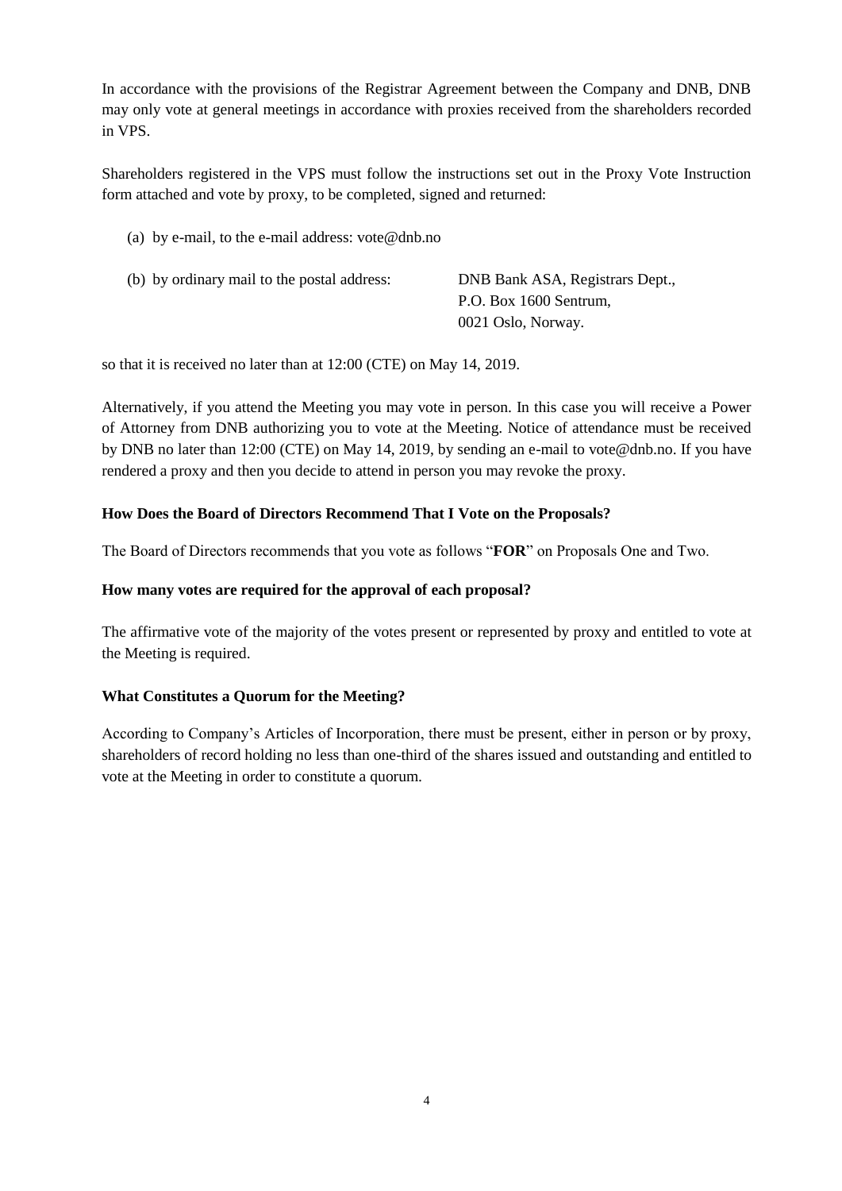In accordance with the provisions of the Registrar Agreement between the Company and DNB, DNB may only vote at general meetings in accordance with proxies received from the shareholders recorded in VPS.

Shareholders registered in the VPS must follow the instructions set out in the Proxy Vote Instruction form attached and vote by proxy, to be completed, signed and returned:

(a) by e-mail, to the e-mail address: vote@dnb.no

(b) by ordinary mail to the postal address: DNB Bank ASA, Registrars Dept., P.O. Box 1600 Sentrum, 0021 Oslo, Norway.

so that it is received no later than at 12:00 (CTE) on May 14, 2019.

Alternatively, if you attend the Meeting you may vote in person. In this case you will receive a Power of Attorney from DNB authorizing you to vote at the Meeting. Notice of attendance must be received by DNB no later than 12:00 (CTE) on May 14, 2019, by sending an e-mail to vote@dnb.no. If you have rendered a proxy and then you decide to attend in person you may revoke the proxy.

**How Does the Board of Directors Recommend That I Vote on the Proposals?**

The Board of Directors recommends that you vote as follows "**FOR**" on Proposals One and Two.

**How many votes are required for the approval of each proposal?**

The affirmative vote of the majority of the votes present or represented by proxy and entitled to vote at the Meeting is required.

**What Constitutes a Quorum for the Meeting?**

According to Company's Articles of Incorporation, there must be present, either in person or by proxy, shareholders of record holding no less than one-third of the shares issued and outstanding and entitled to vote at the Meeting in order to constitute a quorum.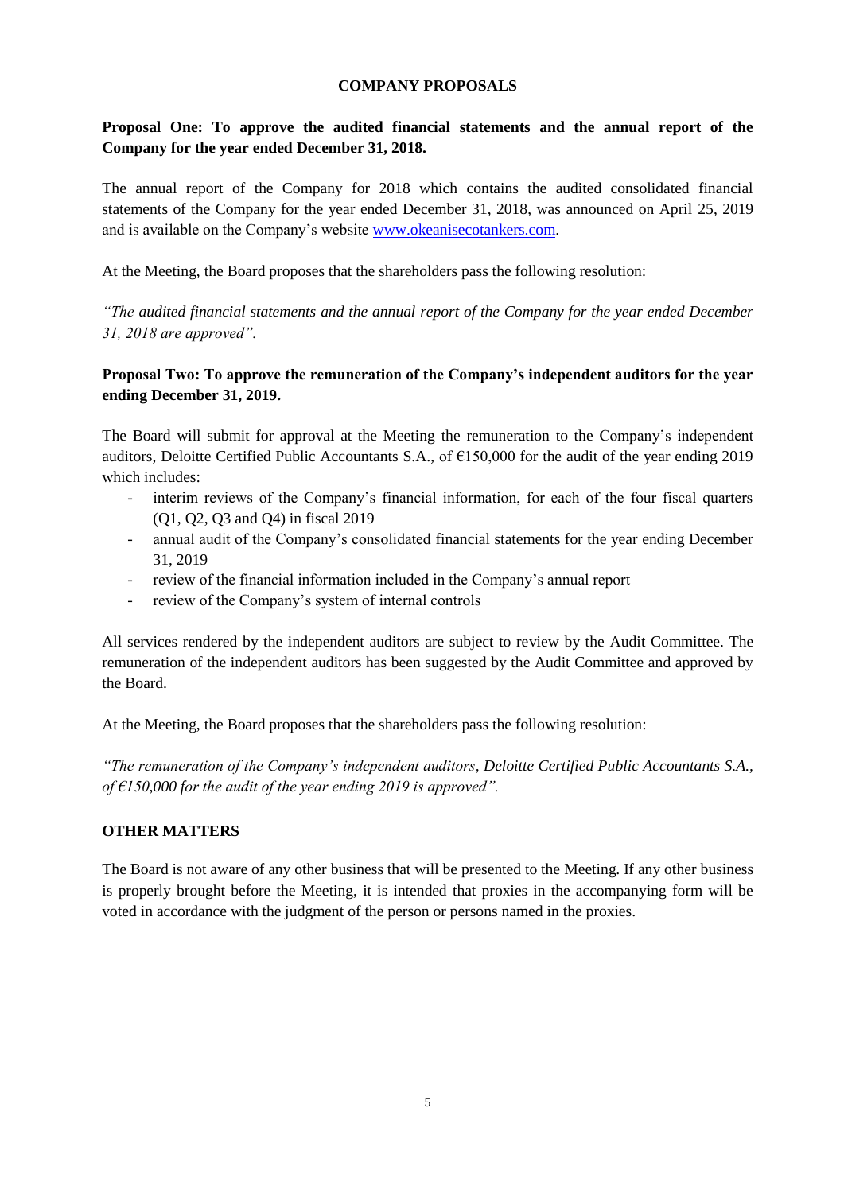## COMPANY PROPOSALS

### Proposal One: To approve the audited financial statements and the annual report of the Company for the year ended December 31, 2018.

The annual report of the Company for 2018 which contains the audited consolidated financial statements of the Company for the year ended December 31, 2018, was announced on April 25, 2019 and is available on the Company's website [www.okeanisecotankers.com](www.okeanisecotankers.com).

At the Meeting, the Board proposes that the shareholders pass the following resolution:

*"The audited financial statements and the annual report of the Company for the year ended December 31, 2018 are approved".*

### Proposal Two: To approve the remuneration of the Company's independent auditors for the year ending December 31, 2019.

The Board will submit for approval at the Meeting the remuneration to the Company's independent auditors, Deloitte Certified Public Accountants S.A., of €150,000 for the audit of the year ending 2019 which includes:

- interim reviews of the Company's financial information, for each of the four fiscal quarters (Q1, Q2, Q3 and Q4) in fiscal 2019
- annual audit of the Company's consolidated financial statements for the year ending December 31, 2019
- review of the financial information included in the Company's annual report
- review of the Company's system of internal controls

All services rendered by the independent auditors are subject to review by the Audit Committee. The remuneration of the independent auditors has been suggested by the Audit Committee and approved by the Board.

At the Meeting, the Board proposes that the shareholders pass the following resolution:

*"The remuneration of the Company's independent auditors, Deloitte Certified Public Accountants S.A., of €150,000 for the audit of the year ending 2019 is approved".*

### OTHER MATTERS

The Board is not aware of any other business that will be presented to the Meeting. If any other business is properly brought before the Meeting, it is intended that proxies in the accompanying form will be voted in accordance with the judgment of the person or persons named in the proxies.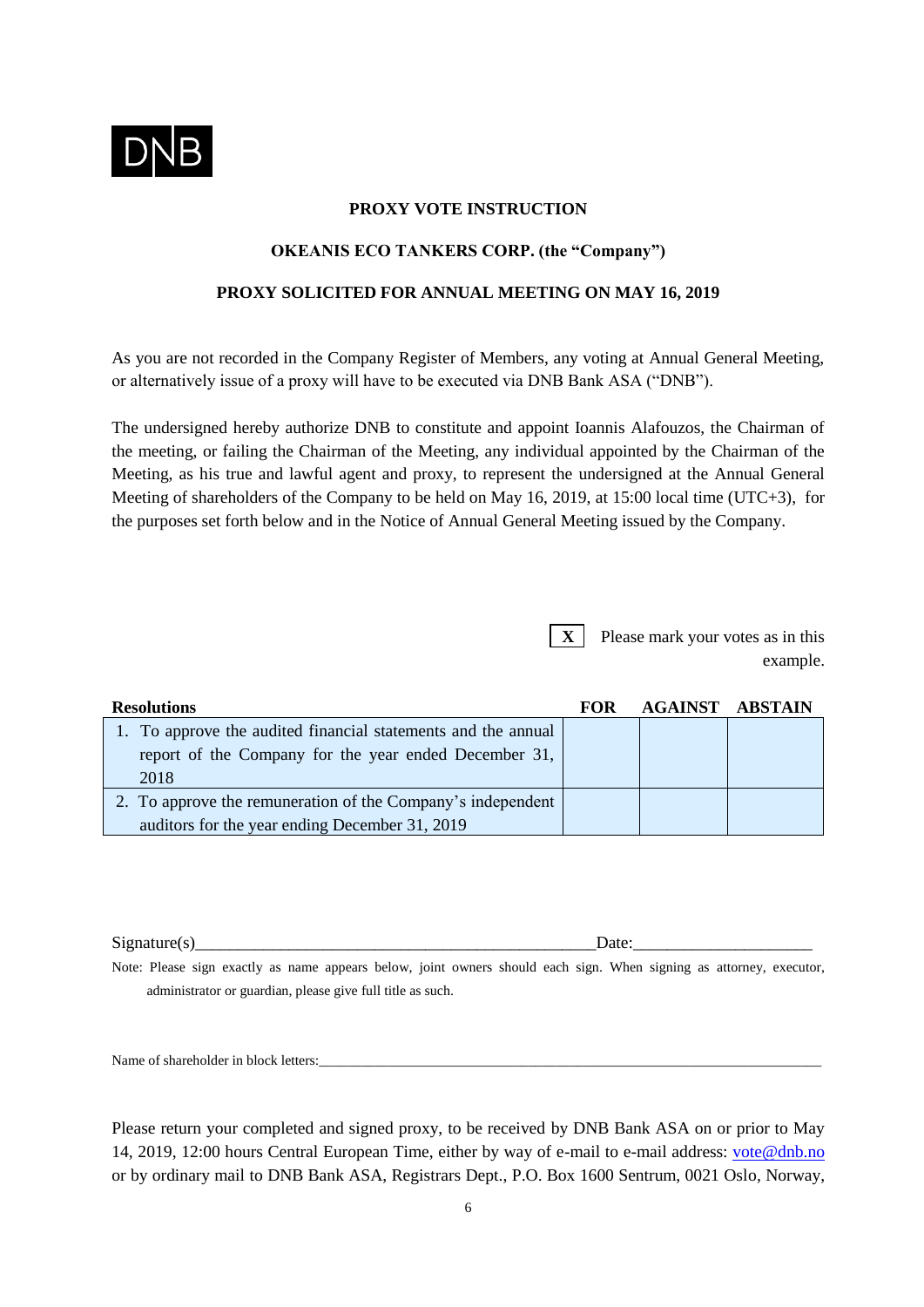DNB

**PROXY VOTE INSTRUCTION**

**OKEANIS ECO TANKERS CORP. (the "Company")**

**PROXY SOLICITED FOR ANNUAL MEETING ON MAY 16, 2019**

As you are not recorded in the Company Register of Members, any voting at Annual General Meeting, or alternatively issue of a proxy will have to be executed via DNB Bank ASA ("DNB").

The undersigned hereby authorize DNB to constitute and appoint Ioannis Alafouzos, the Chairman of the meeting, or failing the Chairman of the Meeting, any individual appointed by the Chairman of the Meeting, as his true and lawful agent and proxy, to represent the undersigned at the Annual General Meeting of shareholders of the Company to be held on May 16, 2019, at 15:00 local time (UTC+3), for the purposes set forth below and in the Notice of Annual General Meeting issued by the Company.

**X** Please mark your votes as in this example.

| **Resolutions** | **FOR** | **AGAINST** | **ABSTAIN** |
|---|---|---|---|
| 1. To approve the audited financial statements and the annual report of the Company for the year ended December 31, 2018 | | | |
| 2. To approve the remuneration of the Company's independent auditors for the year ending December 31, 2019 | | | |

Signature(s)_______________________________________________Date:____________________

Note: Please sign exactly as name appears below, joint owners should each sign. When signing as attorney, executor, administrator or guardian, please give full title as such.

Name of shareholder in block letters:_______________________________________________________________________

Please return your completed and signed proxy, to be received by DNB Bank ASA on or prior to May 14, 2019, 12:00 hours Central European Time, either by way of e-mail to e-mail address: vote@dnb.no or by ordinary mail to DNB Bank ASA, Registrars Dept., P.O. Box 1600 Sentrum, 0021 Oslo, Norway,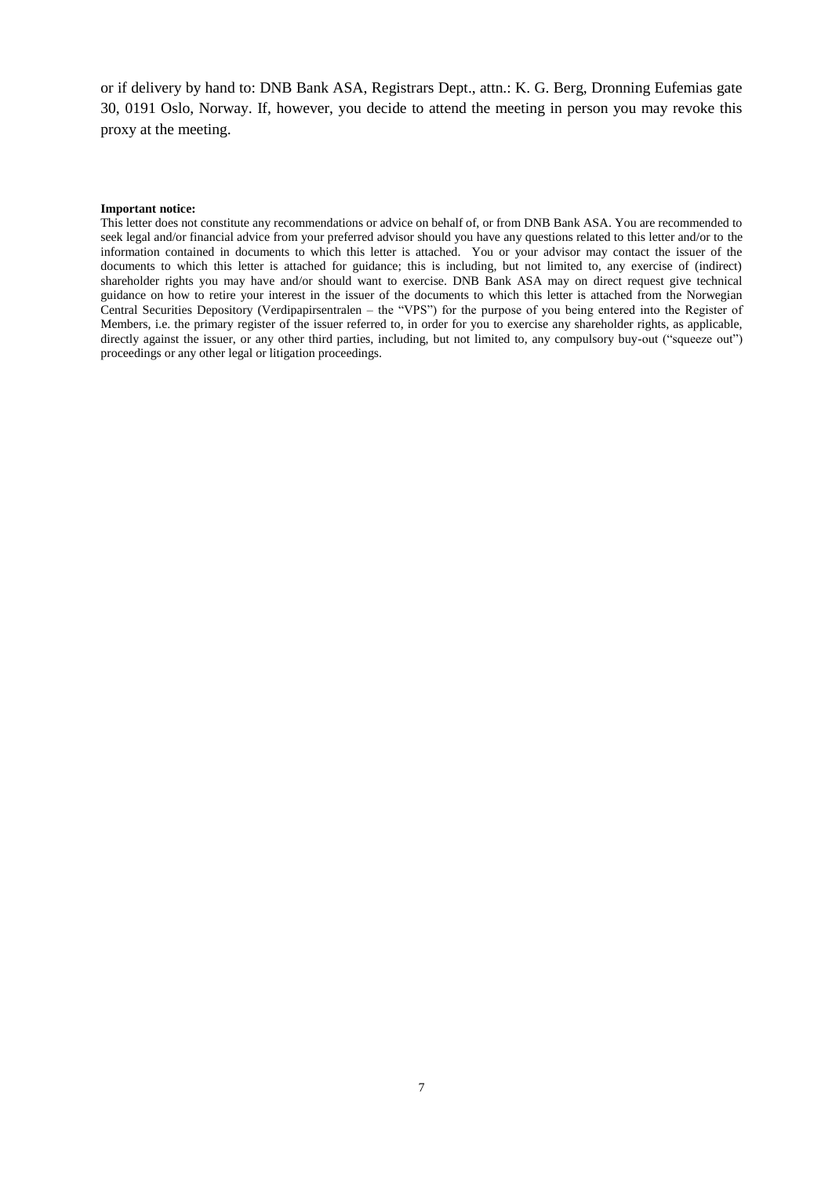or if delivery by hand to: DNB Bank ASA, Registrars Dept., attn.: K. G. Berg, Dronning Eufemias gate 30, 0191 Oslo, Norway. If, however, you decide to attend the meeting in person you may revoke this proxy at the meeting.

**Important notice:**

This letter does not constitute any recommendations or advice on behalf of, or from DNB Bank ASA. You are recommended to seek legal and/or financial advice from your preferred advisor should you have any questions related to this letter and/or to the information contained in documents to which this letter is attached. You or your advisor may contact the issuer of the documents to which this letter is attached for guidance; this is including, but not limited to, any exercise of (indirect) shareholder rights you may have and/or should want to exercise. DNB Bank ASA may on direct request give technical guidance on how to retire your interest in the issuer of the documents to which this letter is attached from the Norwegian Central Securities Depository (Verdipapirsentralen – the "VPS") for the purpose of you being entered into the Register of Members, i.e. the primary register of the issuer referred to, in order for you to exercise any shareholder rights, as applicable, directly against the issuer, or any other third parties, including, but not limited to, any compulsory buy-out ("squeeze out") proceedings or any other legal or litigation proceedings.